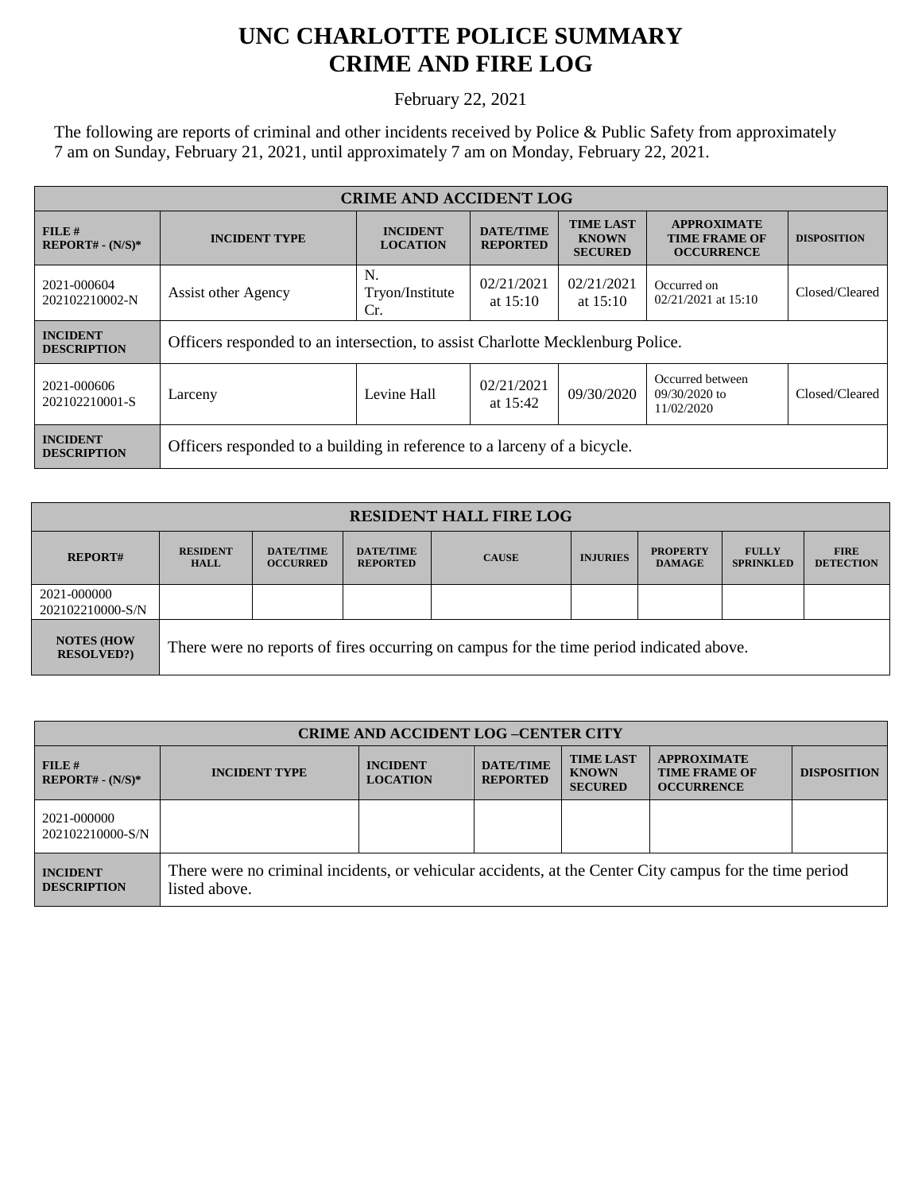# UNC CHARLOTTE POLICE SUMMARY
# CRIME AND FIRE LOG

February 22, 2021

The following are reports of criminal and other incidents received by Police & Public Safety from approximately 7 am on Sunday, February 21, 2021, until approximately 7 am on Monday, February 22, 2021.

| CRIME AND ACCIDENT LOG | | | | | | |
|---|---|---|---|---|---|---|
| **FILE # REPORT# - (N/S)*** | **INCIDENT TYPE** | **INCIDENT LOCATION** | **DATE/TIME REPORTED** | **TIME LAST KNOWN SECURED** | **APPROXIMATE TIME FRAME OF OCCURRENCE** | **DISPOSITION** |
| 2021-000604 202102210002-N | Assist other Agency | N. Tryon/Institute Cr. | 02/21/2021 at 15:10 | 02/21/2021 at 15:10 | Occurred on 02/21/2021 at 15:10 | Closed/Cleared |
| **INCIDENT DESCRIPTION** | Officers responded to an intersection, to assist Charlotte Mecklenburg Police. | | | | | |
| 2021-000606 202102210001-S | Larceny | Levine Hall | 02/21/2021 at 15:42 | 09/30/2020 | Occurred between 09/30/2020 to 11/02/2020 | Closed/Cleared |
| **INCIDENT DESCRIPTION** | Officers responded to a building in reference to a larceny of a bicycle. | | | | | |

| RESIDENT HALL FIRE LOG | | | | | | | | |
|---|---|---|---|---|---|---|---|---|
| **REPORT#** | **RESIDENT HALL** | **DATE/TIME OCCURRED** | **DATE/TIME REPORTED** | **CAUSE** | **INJURIES** | **PROPERTY DAMAGE** | **FULLY SPRINKLED** | **FIRE DETECTION** |
| 2021-000000 202102210000-S/N | | | | | | | | |
| **NOTES (HOW RESOLVED?)** | There were no reports of fires occurring on campus for the time period indicated above. | | | | | | | |

| CRIME AND ACCIDENT LOG –CENTER CITY | | | | | | |
|---|---|---|---|---|---|---|
| **FILE # REPORT# - (N/S)*** | **INCIDENT TYPE** | **INCIDENT LOCATION** | **DATE/TIME REPORTED** | **TIME LAST KNOWN SECURED** | **APPROXIMATE TIME FRAME OF OCCURRENCE** | **DISPOSITION** |
| 2021-000000 202102210000-S/N | | | | | | |
| **INCIDENT DESCRIPTION** | There were no criminal incidents, or vehicular accidents, at the Center City campus for the time period listed above. | | | | | |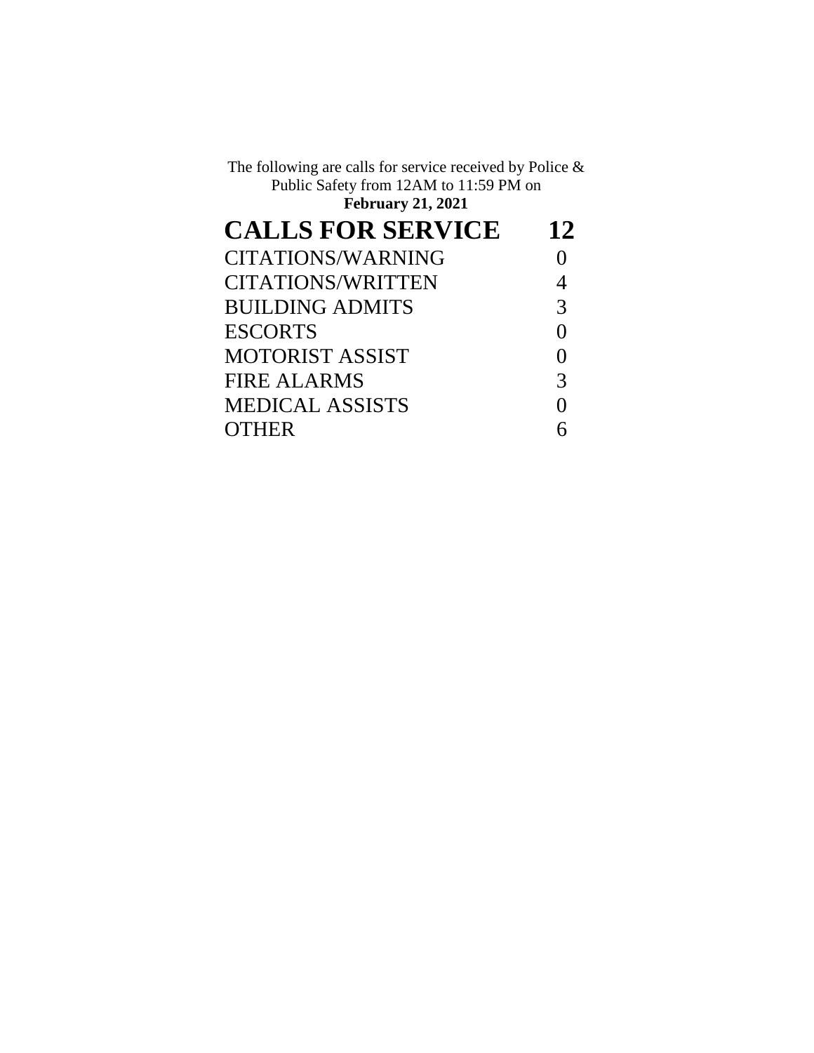The following are calls for service received by Police & Public Safety from 12AM to 11:59 PM on

**February 21, 2021**

| | |
|---|---|
| **CALLS FOR SERVICE** | **12** |
| CITATIONS/WARNING | 0 |
| CITATIONS/WRITTEN | 4 |
| BUILDING ADMITS | 3 |
| ESCORTS | 0 |
| MOTORIST ASSIST | 0 |
| FIRE ALARMS | 3 |
| MEDICAL ASSISTS | 0 |
| OTHER | 6 |